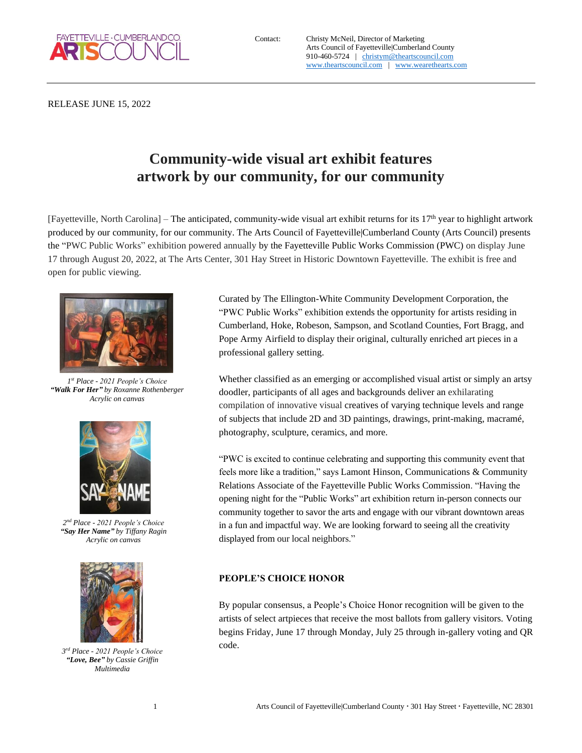Contact: Christy McNeil, Director of Marketing
Arts Council of Fayetteville|Cumberland County
910-460-5724 | christym@theartscouncil.com
www.theartscouncil.com | www.wearethearts.com

RELEASE JUNE 15, 2022

# Community-wide visual art exhibit features artwork by our community, for our community

[Fayetteville, North Carolina] – The anticipated, community-wide visual art exhibit returns for its 17th year to highlight artwork produced by our community, for our community. The Arts Council of Fayetteville|Cumberland County (Arts Council) presents the "PWC Public Works" exhibition powered annually by the Fayetteville Public Works Commission (PWC) on display June 17 through August 20, 2022, at The Arts Center, 301 Hay Street in Historic Downtown Fayetteville. The exhibit is free and open for public viewing.

Curated by The Ellington-White Community Development Corporation, the "PWC Public Works" exhibition extends the opportunity for artists residing in Cumberland, Hoke, Robeson, Sampson, and Scotland Counties, Fort Bragg, and Pope Army Airfield to display their original, culturally enriched art pieces in a professional gallery setting.

Whether classified as an emerging or accomplished visual artist or simply an artsy doodler, participants of all ages and backgrounds deliver an exhilarating compilation of innovative visual creatives of varying technique levels and range of subjects that include 2D and 3D paintings, drawings, print-making, macramé, photography, sculpture, ceramics, and more.

"PWC is excited to continue celebrating and supporting this community event that feels more like a tradition," says Lamont Hinson, Communications & Community Relations Associate of the Fayetteville Public Works Commission. "Having the opening night for the "Public Works" art exhibition return in-person connects our community together to savor the arts and engage with our vibrant downtown areas in a fun and impactful way. We are looking forward to seeing all the creativity displayed from our local neighbors."

*1st Place - 2021 People's Choice*
***"Walk For Her"*** *by Roxanne Rothenberger*
*Acrylic on canvas*

*2nd Place - 2021 People's Choice*
***"Say Her Name"*** *by Tiffany Ragin*
*Acrylic on canvas*

*3rd Place - 2021 People's Choice*
***"Love, Bee"*** *by Cassie Griffin*
*Multimedia*

## PEOPLE'S CHOICE HONOR

By popular consensus, a People's Choice Honor recognition will be given to the artists of select artpieces that receive the most ballots from gallery visitors. Voting begins Friday, June 17 through Monday, July 25 through in-gallery voting and QR code.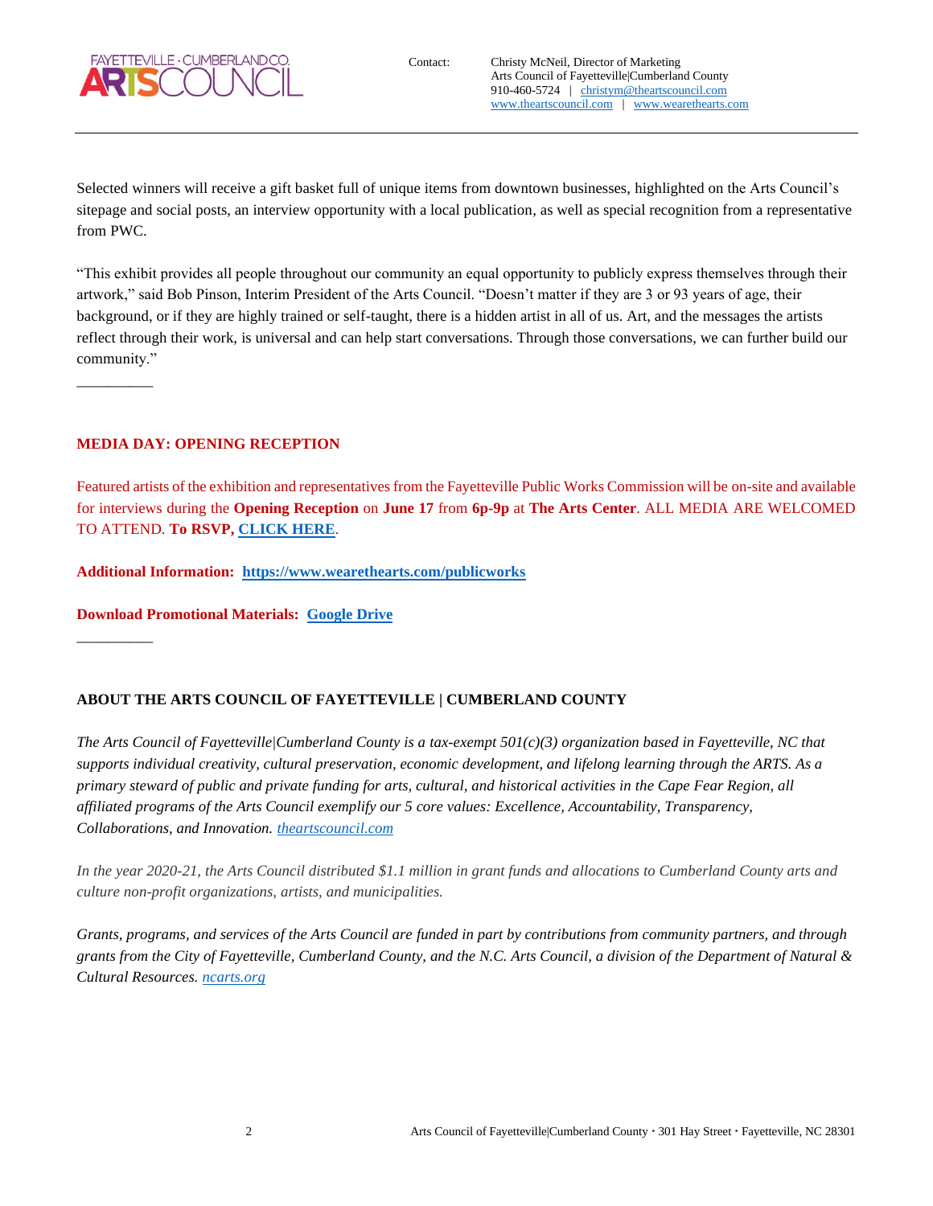Selected winners will receive a gift basket full of unique items from downtown businesses, highlighted on the Arts Council's sitepage and social posts, an interview opportunity with a local publication, as well as special recognition from a representative from PWC.

"This exhibit provides all people throughout our community an equal opportunity to publicly express themselves through their artwork," said Bob Pinson, Interim President of the Arts Council. "Doesn't matter if they are 3 or 93 years of age, their background, or if they are highly trained or self-taught, there is a hidden artist in all of us. Art, and the messages the artists reflect through their work, is universal and can help start conversations. Through those conversations, we can further build our community."

__________

**MEDIA DAY: OPENING RECEPTION**

Featured artists of the exhibition and representatives from the Fayetteville Public Works Commission will be on-site and available for interviews during the **Opening Reception** on **June 17** from **6p-9p** at **The Arts Center**. ALL MEDIA ARE WELCOMED TO ATTEND. **To RSVP, CLICK HERE**.

**Additional Information: https://www.wearethearts.com/publicworks**

**Download Promotional Materials: Google Drive**

__________

**ABOUT THE ARTS COUNCIL OF FAYETTEVILLE | CUMBERLAND COUNTY**

*The Arts Council of Fayetteville|Cumberland County is a tax-exempt 501(c)(3) organization based in Fayetteville, NC that supports individual creativity, cultural preservation, economic development, and lifelong learning through the ARTS. As a primary steward of public and private funding for arts, cultural, and historical activities in the Cape Fear Region, all affiliated programs of the Arts Council exemplify our 5 core values: Excellence, Accountability, Transparency, Collaborations, and Innovation. theartscouncil.com*

*In the year 2020-21, the Arts Council distributed $1.1 million in grant funds and allocations to Cumberland County arts and culture non-profit organizations, artists, and municipalities.*

*Grants, programs, and services of the Arts Council are funded in part by contributions from community partners, and through grants from the City of Fayetteville, Cumberland County, and the N.C. Arts Council, a division of the Department of Natural & Cultural Resources. ncarts.org*